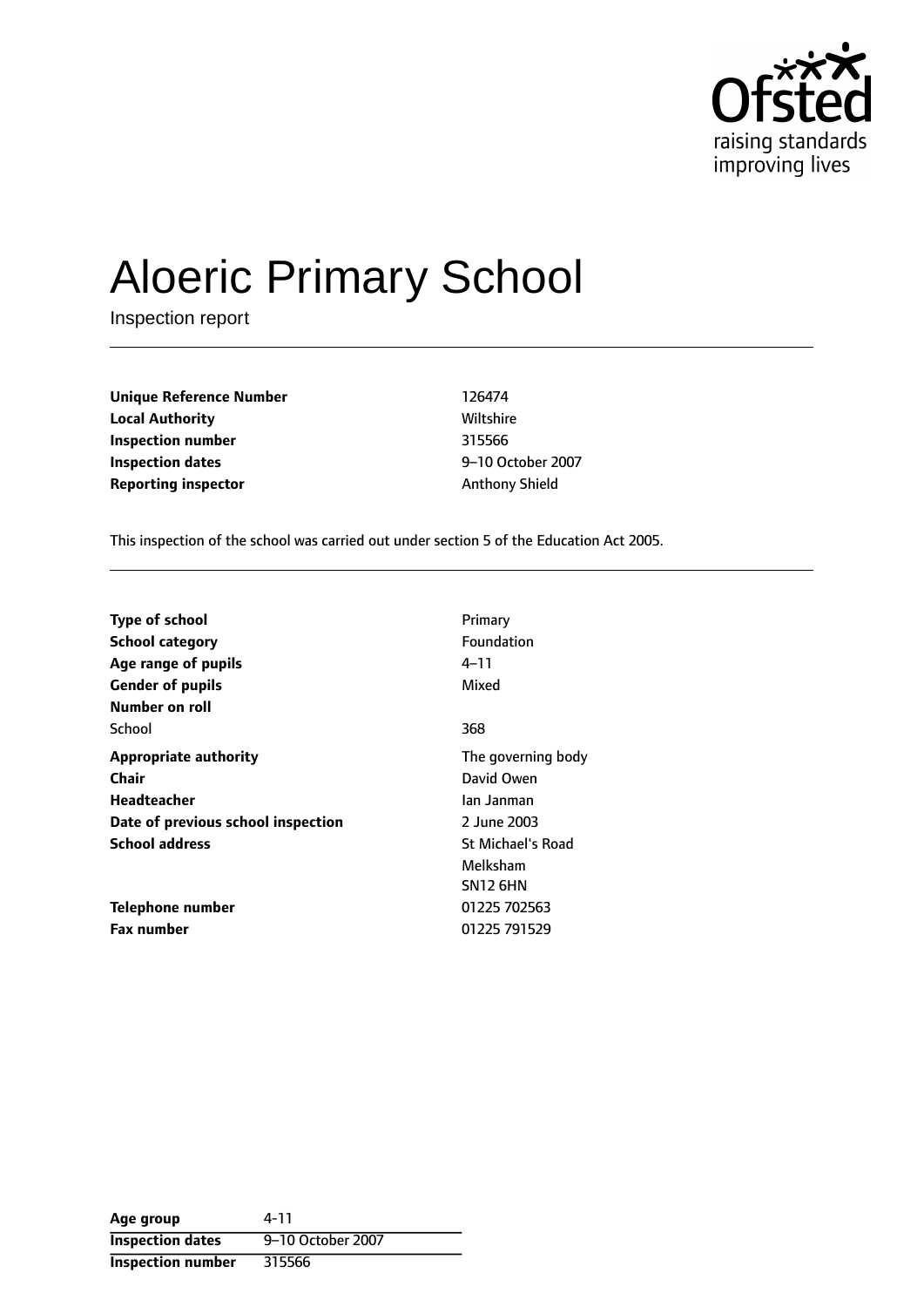# Aloeric Primary School

Inspection report

| | |
|---|---|
| **Unique Reference Number** | 126474 |
| **Local Authority** | Wiltshire |
| **Inspection number** | 315566 |
| **Inspection dates** | 9–10 October 2007 |
| **Reporting inspector** | Anthony Shield |

This inspection of the school was carried out under section 5 of the Education Act 2005.

| | |
|---|---|
| **Type of school** | Primary |
| **School category** | Foundation |
| **Age range of pupils** | 4–11 |
| **Gender of pupils** | Mixed |
| **Number on roll** | |
| School | 368 |
| **Appropriate authority** | The governing body |
| **Chair** | David Owen |
| **Headteacher** | Ian Janman |
| **Date of previous school inspection** | 2 June 2003 |
| **School address** | St Michael's Road<br>Melksham<br>SN12 6HN |
| **Telephone number** | 01225 702563 |
| **Fax number** | 01225 791529 |

| | |
|---|---|
| **Age group** | 4-11 |
| **Inspection dates** | 9–10 October 2007 |
| **Inspection number** | 315566 |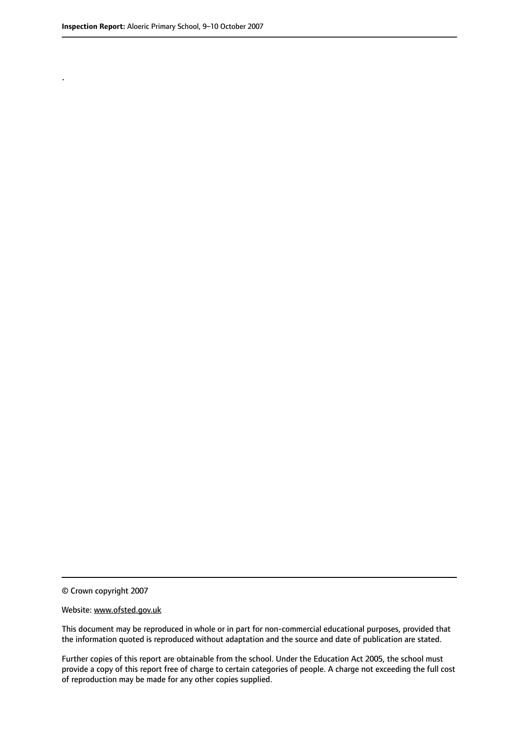.

© Crown copyright 2007

Website: www.ofsted.gov.uk

This document may be reproduced in whole or in part for non-commercial educational purposes, provided that the information quoted is reproduced without adaptation and the source and date of publication are stated.

Further copies of this report are obtainable from the school. Under the Education Act 2005, the school must provide a copy of this report free of charge to certain categories of people. A charge not exceeding the full cost of reproduction may be made for any other copies supplied.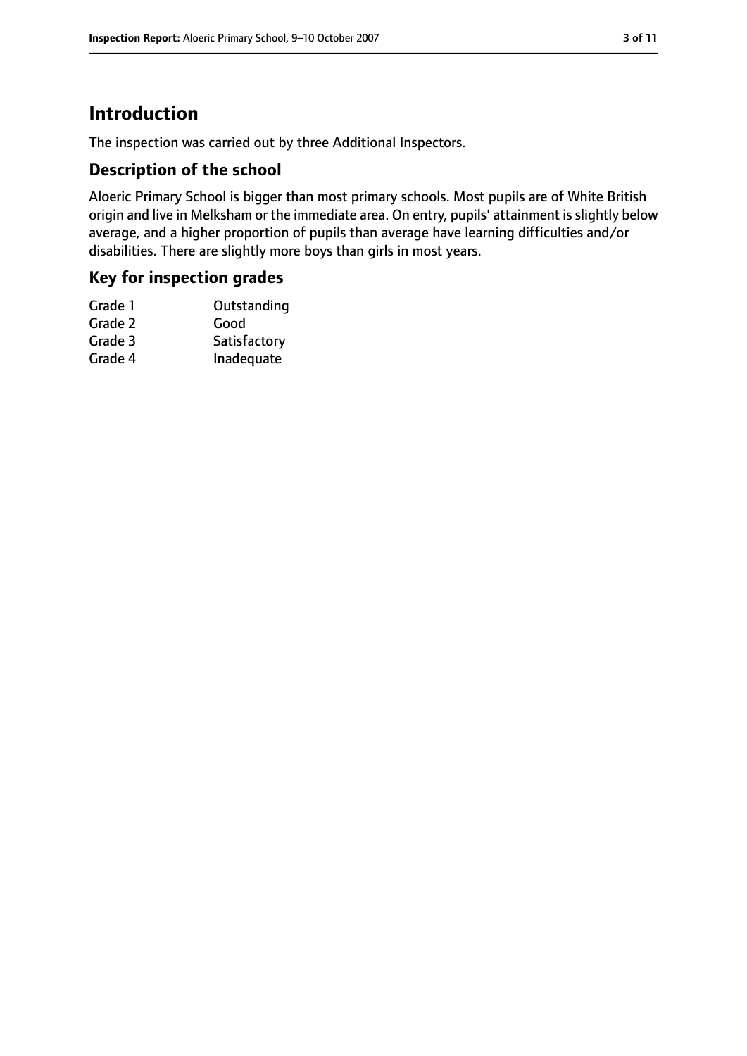# Introduction

The inspection was carried out by three Additional Inspectors.

## Description of the school

Aloeric Primary School is bigger than most primary schools. Most pupils are of White British origin and live in Melksham or the immediate area. On entry, pupils' attainment is slightly below average, and a higher proportion of pupils than average have learning difficulties and/or disabilities. There are slightly more boys than girls in most years.

## Key for inspection grades

| | |
|---|---|
| Grade 1 | Outstanding |
| Grade 2 | Good |
| Grade 3 | Satisfactory |
| Grade 4 | Inadequate |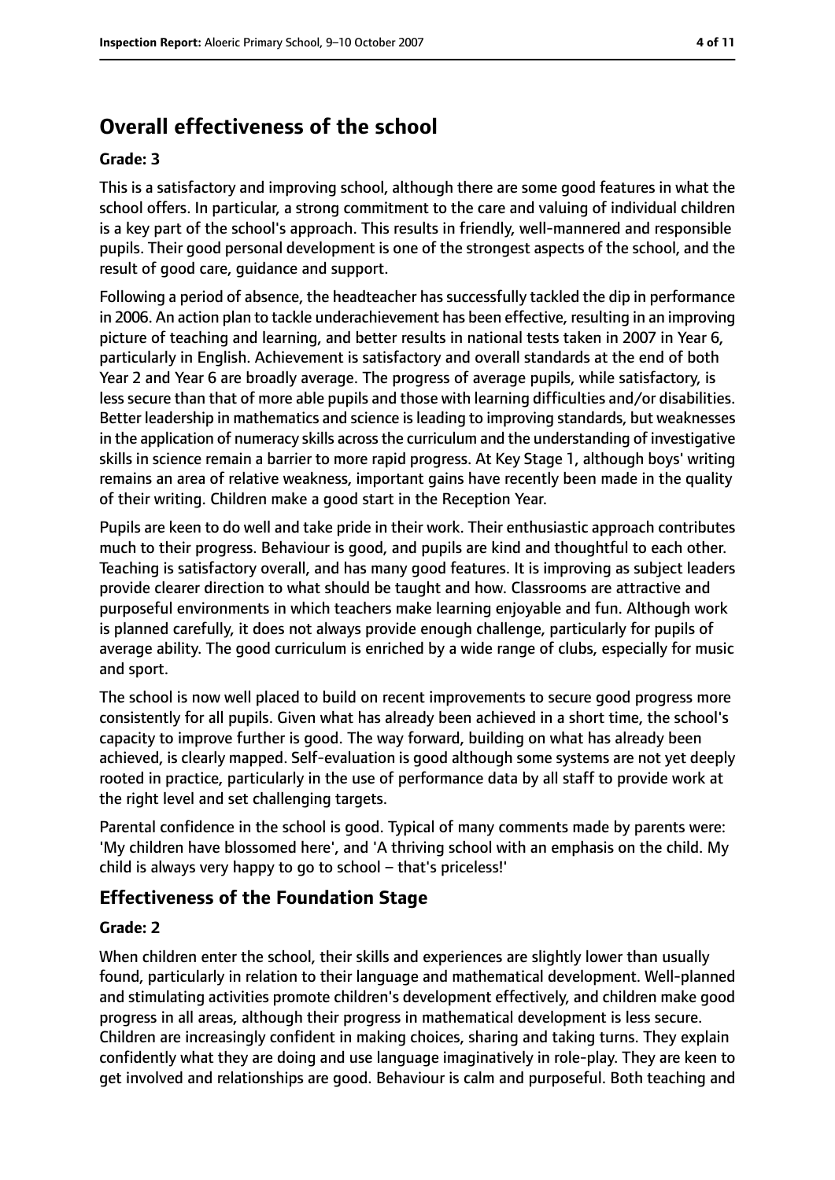# Overall effectiveness of the school

**Grade: 3**

This is a satisfactory and improving school, although there are some good features in what the school offers. In particular, a strong commitment to the care and valuing of individual children is a key part of the school's approach. This results in friendly, well-mannered and responsible pupils. Their good personal development is one of the strongest aspects of the school, and the result of good care, guidance and support.

Following a period of absence, the headteacher has successfully tackled the dip in performance in 2006. An action plan to tackle underachievement has been effective, resulting in an improving picture of teaching and learning, and better results in national tests taken in 2007 in Year 6, particularly in English. Achievement is satisfactory and overall standards at the end of both Year 2 and Year 6 are broadly average. The progress of average pupils, while satisfactory, is less secure than that of more able pupils and those with learning difficulties and/or disabilities. Better leadership in mathematics and science is leading to improving standards, but weaknesses in the application of numeracy skills across the curriculum and the understanding of investigative skills in science remain a barrier to more rapid progress. At Key Stage 1, although boys' writing remains an area of relative weakness, important gains have recently been made in the quality of their writing. Children make a good start in the Reception Year.

Pupils are keen to do well and take pride in their work. Their enthusiastic approach contributes much to their progress. Behaviour is good, and pupils are kind and thoughtful to each other. Teaching is satisfactory overall, and has many good features. It is improving as subject leaders provide clearer direction to what should be taught and how. Classrooms are attractive and purposeful environments in which teachers make learning enjoyable and fun. Although work is planned carefully, it does not always provide enough challenge, particularly for pupils of average ability. The good curriculum is enriched by a wide range of clubs, especially for music and sport.

The school is now well placed to build on recent improvements to secure good progress more consistently for all pupils. Given what has already been achieved in a short time, the school's capacity to improve further is good. The way forward, building on what has already been achieved, is clearly mapped. Self-evaluation is good although some systems are not yet deeply rooted in practice, particularly in the use of performance data by all staff to provide work at the right level and set challenging targets.

Parental confidence in the school is good. Typical of many comments made by parents were: 'My children have blossomed here', and 'A thriving school with an emphasis on the child. My child is always very happy to go to school – that's priceless!'

## Effectiveness of the Foundation Stage

**Grade: 2**

When children enter the school, their skills and experiences are slightly lower than usually found, particularly in relation to their language and mathematical development. Well-planned and stimulating activities promote children's development effectively, and children make good progress in all areas, although their progress in mathematical development is less secure. Children are increasingly confident in making choices, sharing and taking turns. They explain confidently what they are doing and use language imaginatively in role-play. They are keen to get involved and relationships are good. Behaviour is calm and purposeful. Both teaching and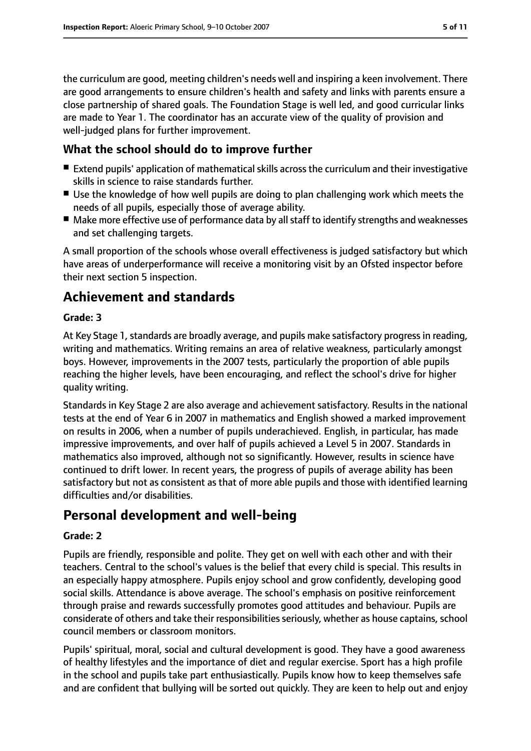the curriculum are good, meeting children's needs well and inspiring a keen involvement. There are good arrangements to ensure children's health and safety and links with parents ensure a close partnership of shared goals. The Foundation Stage is well led, and good curricular links are made to Year 1. The coordinator has an accurate view of the quality of provision and well-judged plans for further improvement.

### What the school should do to improve further

- Extend pupils' application of mathematical skills across the curriculum and their investigative skills in science to raise standards further.
- Use the knowledge of how well pupils are doing to plan challenging work which meets the needs of all pupils, especially those of average ability.
- Make more effective use of performance data by all staff to identify strengths and weaknesses and set challenging targets.

A small proportion of the schools whose overall effectiveness is judged satisfactory but which have areas of underperformance will receive a monitoring visit by an Ofsted inspector before their next section 5 inspection.

## Achievement and standards

#### Grade: 3

At Key Stage 1, standards are broadly average, and pupils make satisfactory progress in reading, writing and mathematics. Writing remains an area of relative weakness, particularly amongst boys. However, improvements in the 2007 tests, particularly the proportion of able pupils reaching the higher levels, have been encouraging, and reflect the school's drive for higher quality writing.

Standards in Key Stage 2 are also average and achievement satisfactory. Results in the national tests at the end of Year 6 in 2007 in mathematics and English showed a marked improvement on results in 2006, when a number of pupils underachieved. English, in particular, has made impressive improvements, and over half of pupils achieved a Level 5 in 2007. Standards in mathematics also improved, although not so significantly. However, results in science have continued to drift lower. In recent years, the progress of pupils of average ability has been satisfactory but not as consistent as that of more able pupils and those with identified learning difficulties and/or disabilities.

## Personal development and well-being

#### Grade: 2

Pupils are friendly, responsible and polite. They get on well with each other and with their teachers. Central to the school's values is the belief that every child is special. This results in an especially happy atmosphere. Pupils enjoy school and grow confidently, developing good social skills. Attendance is above average. The school's emphasis on positive reinforcement through praise and rewards successfully promotes good attitudes and behaviour. Pupils are considerate of others and take their responsibilities seriously, whether as house captains, school council members or classroom monitors.

Pupils' spiritual, moral, social and cultural development is good. They have a good awareness of healthy lifestyles and the importance of diet and regular exercise. Sport has a high profile in the school and pupils take part enthusiastically. Pupils know how to keep themselves safe and are confident that bullying will be sorted out quickly. They are keen to help out and enjoy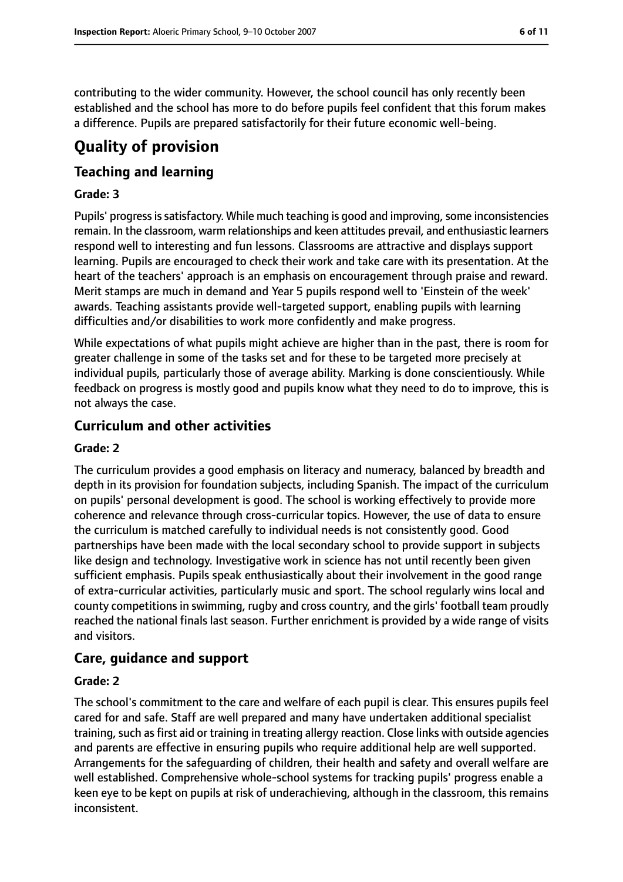contributing to the wider community. However, the school council has only recently been established and the school has more to do before pupils feel confident that this forum makes a difference. Pupils are prepared satisfactorily for their future economic well-being.

# Quality of provision

## Teaching and learning

#### Grade: 3

Pupils' progress is satisfactory. While much teaching is good and improving, some inconsistencies remain. In the classroom, warm relationships and keen attitudes prevail, and enthusiastic learners respond well to interesting and fun lessons. Classrooms are attractive and displays support learning. Pupils are encouraged to check their work and take care with its presentation. At the heart of the teachers' approach is an emphasis on encouragement through praise and reward. Merit stamps are much in demand and Year 5 pupils respond well to 'Einstein of the week' awards. Teaching assistants provide well-targeted support, enabling pupils with learning difficulties and/or disabilities to work more confidently and make progress.

While expectations of what pupils might achieve are higher than in the past, there is room for greater challenge in some of the tasks set and for these to be targeted more precisely at individual pupils, particularly those of average ability. Marking is done conscientiously. While feedback on progress is mostly good and pupils know what they need to do to improve, this is not always the case.

## Curriculum and other activities

#### Grade: 2

The curriculum provides a good emphasis on literacy and numeracy, balanced by breadth and depth in its provision for foundation subjects, including Spanish. The impact of the curriculum on pupils' personal development is good. The school is working effectively to provide more coherence and relevance through cross-curricular topics. However, the use of data to ensure the curriculum is matched carefully to individual needs is not consistently good. Good partnerships have been made with the local secondary school to provide support in subjects like design and technology. Investigative work in science has not until recently been given sufficient emphasis. Pupils speak enthusiastically about their involvement in the good range of extra-curricular activities, particularly music and sport. The school regularly wins local and county competitions in swimming, rugby and cross country, and the girls' football team proudly reached the national finals last season. Further enrichment is provided by a wide range of visits and visitors.

## Care, guidance and support

#### Grade: 2

The school's commitment to the care and welfare of each pupil is clear. This ensures pupils feel cared for and safe. Staff are well prepared and many have undertaken additional specialist training, such as first aid or training in treating allergy reaction. Close links with outside agencies and parents are effective in ensuring pupils who require additional help are well supported. Arrangements for the safeguarding of children, their health and safety and overall welfare are well established. Comprehensive whole-school systems for tracking pupils' progress enable a keen eye to be kept on pupils at risk of underachieving, although in the classroom, this remains inconsistent.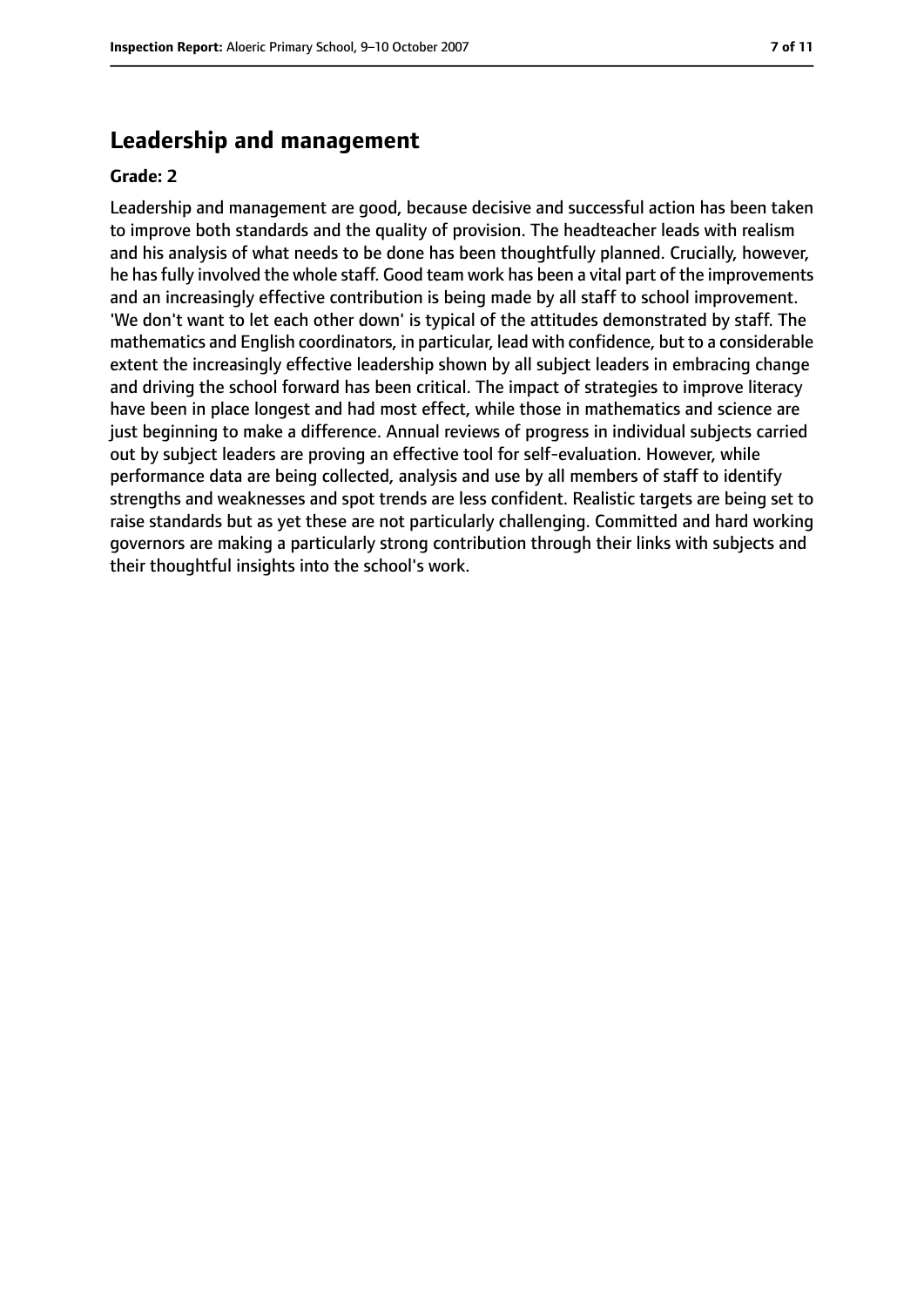## Leadership and management

**Grade: 2**

Leadership and management are good, because decisive and successful action has been taken to improve both standards and the quality of provision. The headteacher leads with realism and his analysis of what needs to be done has been thoughtfully planned. Crucially, however, he has fully involved the whole staff. Good team work has been a vital part of the improvements and an increasingly effective contribution is being made by all staff to school improvement. 'We don't want to let each other down' is typical of the attitudes demonstrated by staff. The mathematics and English coordinators, in particular, lead with confidence, but to a considerable extent the increasingly effective leadership shown by all subject leaders in embracing change and driving the school forward has been critical. The impact of strategies to improve literacy have been in place longest and had most effect, while those in mathematics and science are just beginning to make a difference. Annual reviews of progress in individual subjects carried out by subject leaders are proving an effective tool for self-evaluation. However, while performance data are being collected, analysis and use by all members of staff to identify strengths and weaknesses and spot trends are less confident. Realistic targets are being set to raise standards but as yet these are not particularly challenging. Committed and hard working governors are making a particularly strong contribution through their links with subjects and their thoughtful insights into the school's work.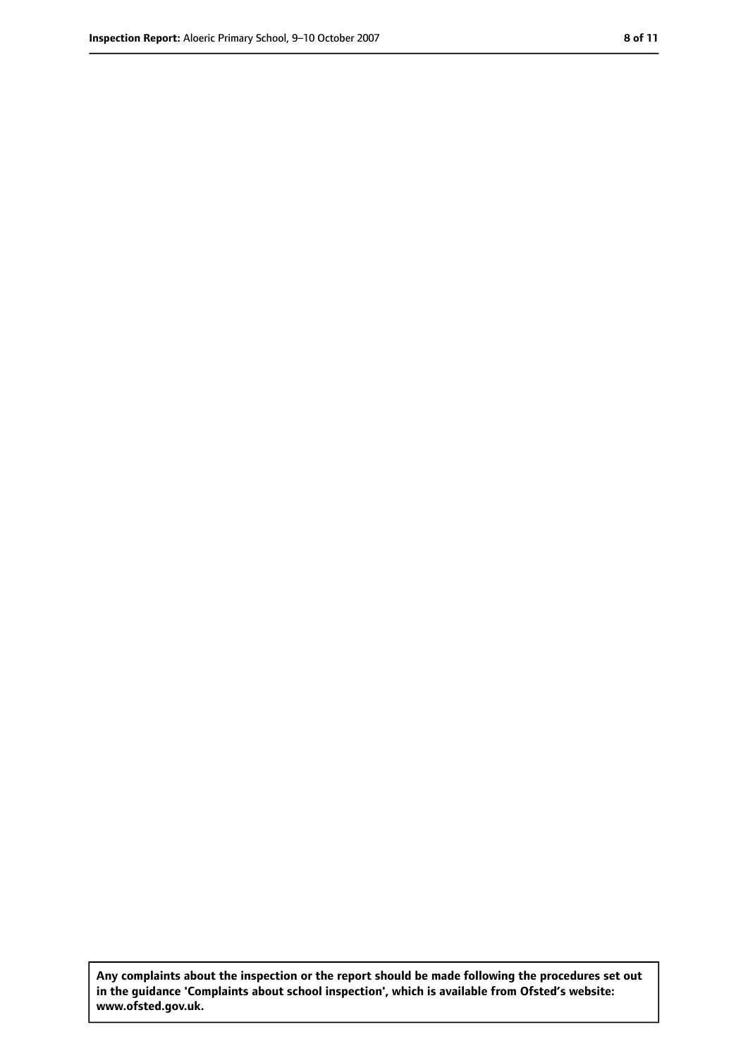**Any complaints about the inspection or the report should be made following the procedures set out in the guidance 'Complaints about school inspection', which is available from Ofsted's website: www.ofsted.gov.uk.**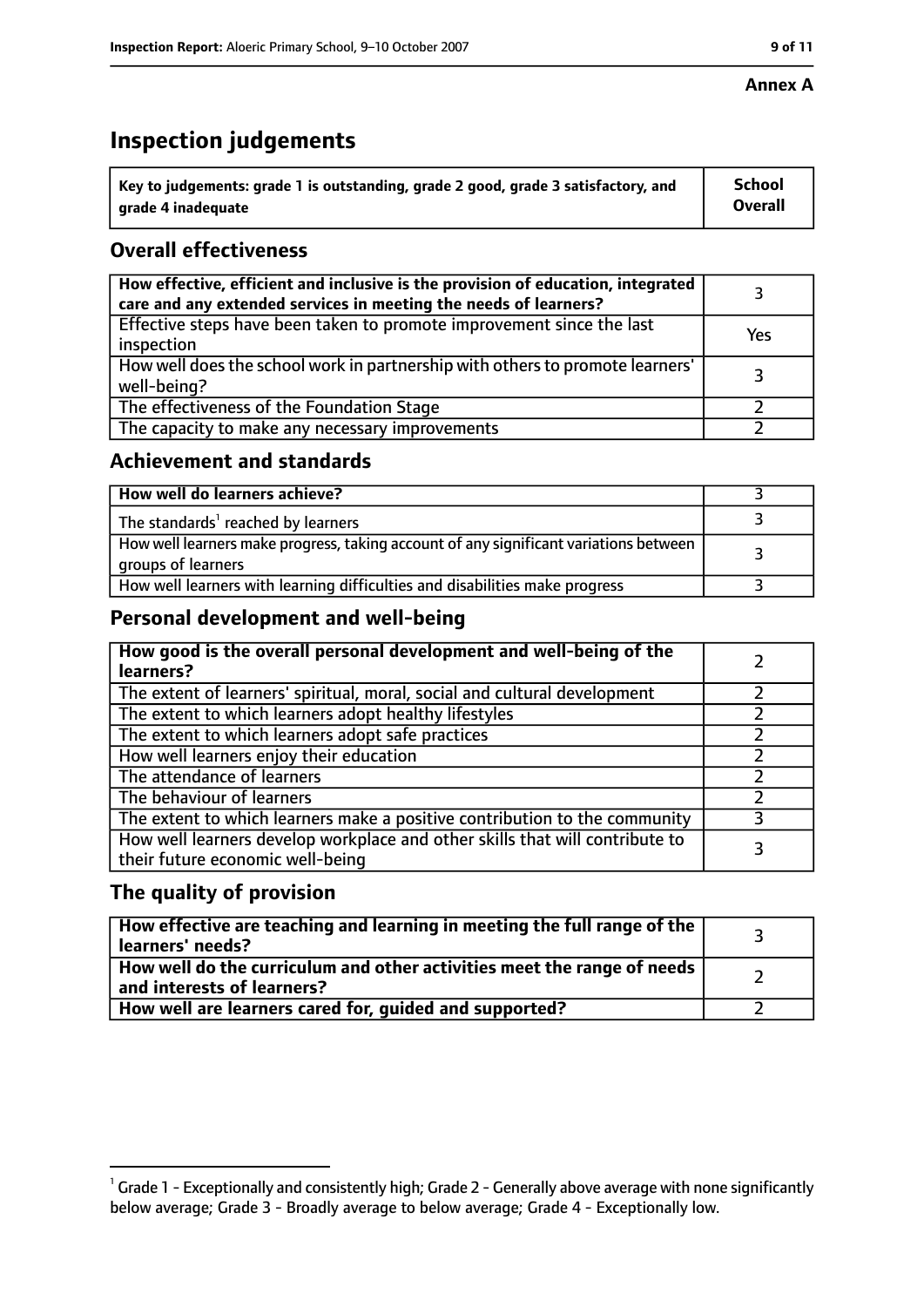**Annex A**

# Inspection judgements

| Key to judgements: grade 1 is outstanding, grade 2 good, grade 3 satisfactory, and grade 4 inadequate | School Overall |
|---|---|

## Overall effectiveness

| | |
|---|---|
| How effective, efficient and inclusive is the provision of education, integrated care and any extended services in meeting the needs of learners? | 3 |
| Effective steps have been taken to promote improvement since the last inspection | Yes |
| How well does the school work in partnership with others to promote learners' well-being? | 3 |
| The effectiveness of the Foundation Stage | 2 |
| The capacity to make any necessary improvements | 2 |

## Achievement and standards

| | |
|---|---|
| How well do learners achieve? | 3 |
| The standards[1] reached by learners | 3 |
| How well learners make progress, taking account of any significant variations between groups of learners | 3 |
| How well learners with learning difficulties and disabilities make progress | 3 |

## Personal development and well-being

| | |
|---|---|
| How good is the overall personal development and well-being of the learners? | 2 |
| The extent of learners' spiritual, moral, social and cultural development | 2 |
| The extent to which learners adopt healthy lifestyles | 2 |
| The extent to which learners adopt safe practices | 2 |
| How well learners enjoy their education | 2 |
| The attendance of learners | 2 |
| The behaviour of learners | 2 |
| The extent to which learners make a positive contribution to the community | 3 |
| How well learners develop workplace and other skills that will contribute to their future economic well-being | 3 |

## The quality of provision

| | |
|---|---|
| How effective are teaching and learning in meeting the full range of the learners' needs? | 3 |
| How well do the curriculum and other activities meet the range of needs and interests of learners? | 2 |
| How well are learners cared for, guided and supported? | 2 |

[1] Grade 1 - Exceptionally and consistently high; Grade 2 - Generally above average with none significantly below average; Grade 3 - Broadly average to below average; Grade 4 - Exceptionally low.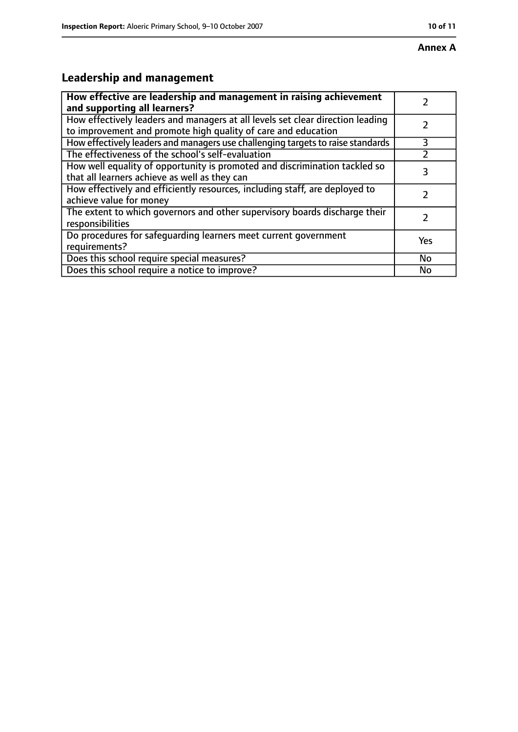**Annex A**

## Leadership and management

| **How effective are leadership and management in raising achievement and supporting all learners?** | 2 |
|---|---|
| How effectively leaders and managers at all levels set clear direction leading to improvement and promote high quality of care and education | 2 |
| How effectively leaders and managers use challenging targets to raise standards | 3 |
| The effectiveness of the school's self-evaluation | 2 |
| How well equality of opportunity is promoted and discrimination tackled so that all learners achieve as well as they can | 3 |
| How effectively and efficiently resources, including staff, are deployed to achieve value for money | 2 |
| The extent to which governors and other supervisory boards discharge their responsibilities | 2 |
| Do procedures for safeguarding learners meet current government requirements? | Yes |
| Does this school require special measures? | No |
| Does this school require a notice to improve? | No |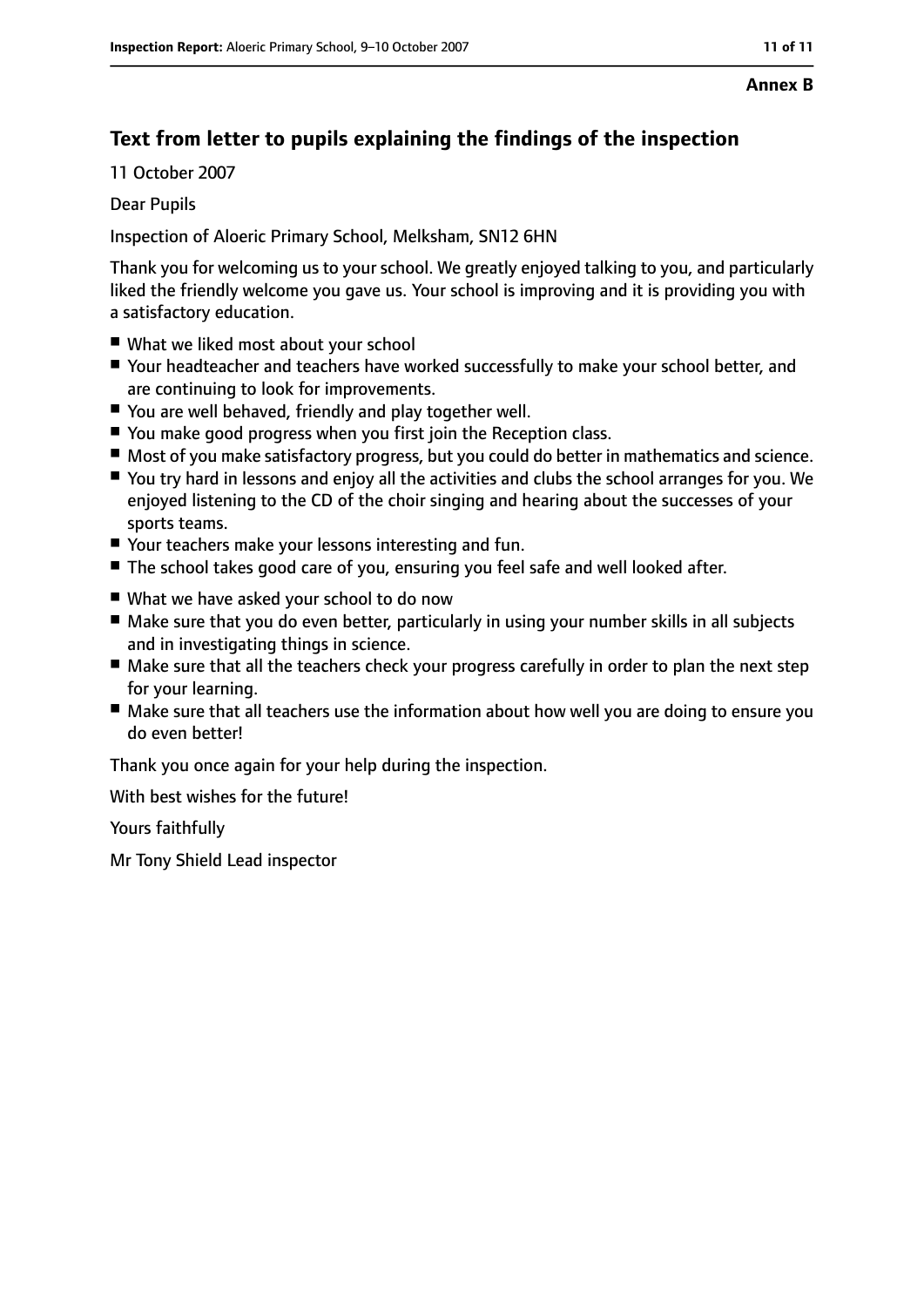**Annex B**

## Text from letter to pupils explaining the findings of the inspection

11 October 2007

Dear Pupils

Inspection of Aloeric Primary School, Melksham, SN12 6HN

Thank you for welcoming us to your school. We greatly enjoyed talking to you, and particularly liked the friendly welcome you gave us. Your school is improving and it is providing you with a satisfactory education.

- What we liked most about your school
- Your headteacher and teachers have worked successfully to make your school better, and are continuing to look for improvements.
- You are well behaved, friendly and play together well.
- You make good progress when you first join the Reception class.
- Most of you make satisfactory progress, but you could do better in mathematics and science.
- You try hard in lessons and enjoy all the activities and clubs the school arranges for you. We enjoyed listening to the CD of the choir singing and hearing about the successes of your sports teams.
- Your teachers make your lessons interesting and fun.
- The school takes good care of you, ensuring you feel safe and well looked after.

- What we have asked your school to do now
- Make sure that you do even better, particularly in using your number skills in all subjects and in investigating things in science.
- Make sure that all the teachers check your progress carefully in order to plan the next step for your learning.
- Make sure that all teachers use the information about how well you are doing to ensure you do even better!

Thank you once again for your help during the inspection.

With best wishes for the future!

Yours faithfully

Mr Tony Shield Lead inspector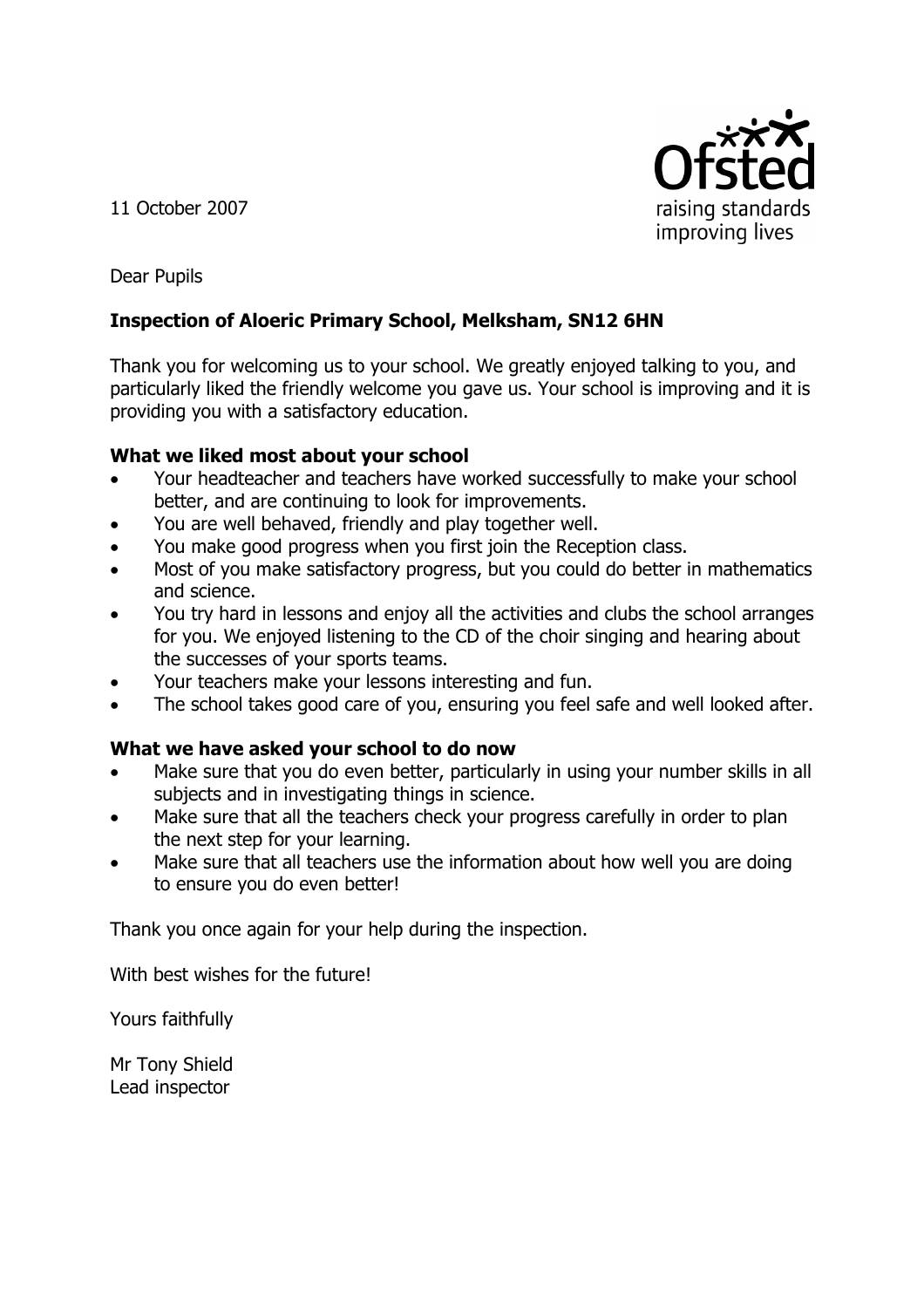11 October 2007

Dear Pupils

**Inspection of Aloeric Primary School, Melksham, SN12 6HN**

Thank you for welcoming us to your school. We greatly enjoyed talking to you, and particularly liked the friendly welcome you gave us. Your school is improving and it is providing you with a satisfactory education.

**What we liked most about your school**

- Your headteacher and teachers have worked successfully to make your school better, and are continuing to look for improvements.
- You are well behaved, friendly and play together well.
- You make good progress when you first join the Reception class.
- Most of you make satisfactory progress, but you could do better in mathematics and science.
- You try hard in lessons and enjoy all the activities and clubs the school arranges for you. We enjoyed listening to the CD of the choir singing and hearing about the successes of your sports teams.
- Your teachers make your lessons interesting and fun.
- The school takes good care of you, ensuring you feel safe and well looked after.

**What we have asked your school to do now**

- Make sure that you do even better, particularly in using your number skills in all subjects and in investigating things in science.
- Make sure that all the teachers check your progress carefully in order to plan the next step for your learning.
- Make sure that all teachers use the information about how well you are doing to ensure you do even better!

Thank you once again for your help during the inspection.

With best wishes for the future!

Yours faithfully

Mr Tony Shield
Lead inspector